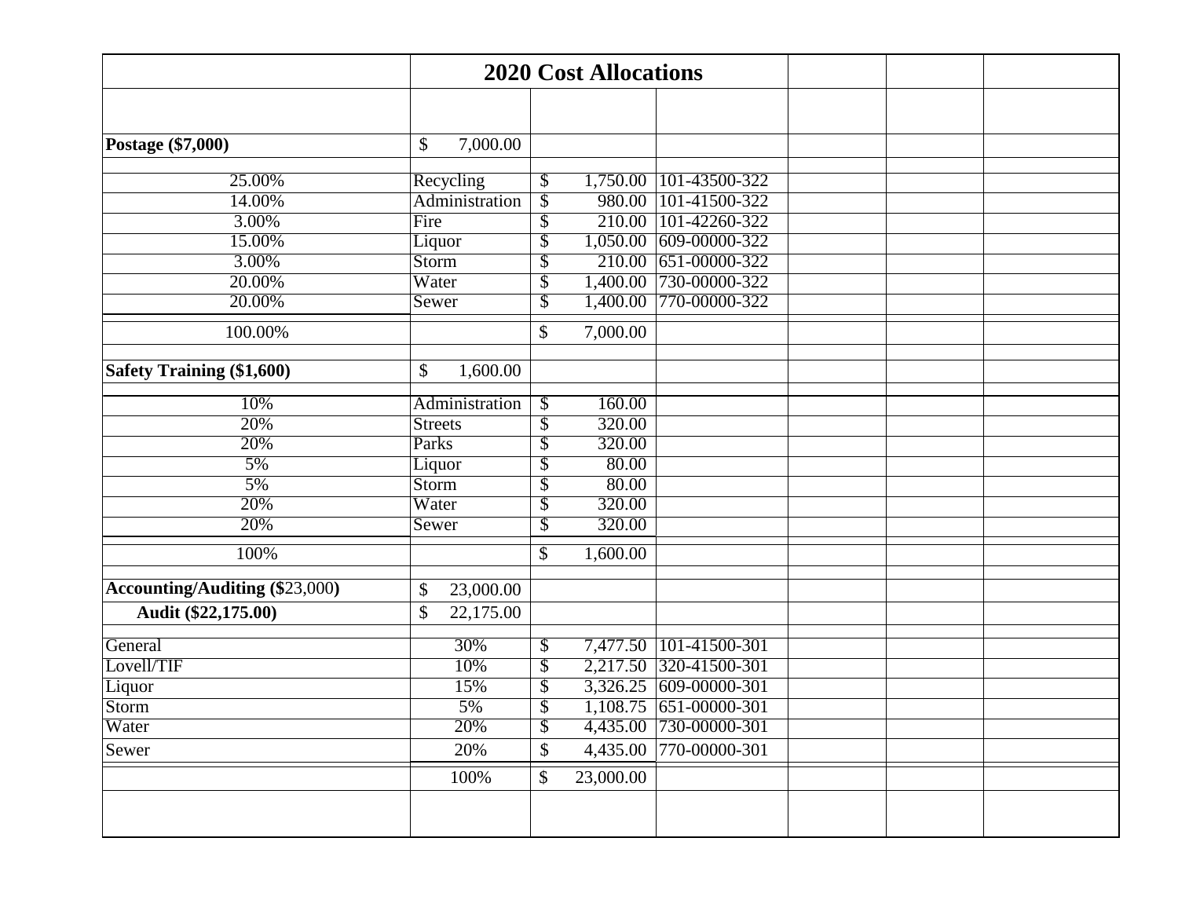# 2020 Cost Allocations

| | | | |
|---|---|---|---|
| **Postage ($7,000)** | $ 7,000.00 | | |
| 25.00% | Recycling | $ 1,750.00 | 101-43500-322 |
| 14.00% | Administration | $ 980.00 | 101-41500-322 |
| 3.00% | Fire | $ 210.00 | 101-42260-322 |
| 15.00% | Liquor | $ 1,050.00 | 609-00000-322 |
| 3.00% | Storm | $ 210.00 | 651-00000-322 |
| 20.00% | Water | $ 1,400.00 | 730-00000-322 |
| 20.00% | Sewer | $ 1,400.00 | 770-00000-322 |
| 100.00% | | $ 7,000.00 | |
| **Safety Training ($1,600)** | $ 1,600.00 | | |
| 10% | Administration | $ 160.00 | |
| 20% | Streets | $ 320.00 | |
| 20% | Parks | $ 320.00 | |
| 5% | Liquor | $ 80.00 | |
| 5% | Storm | $ 80.00 | |
| 20% | Water | $ 320.00 | |
| 20% | Sewer | $ 320.00 | |
| 100% | | $ 1,600.00 | |
| **Accounting/Auditing ($23,000)** | $ 23,000.00 | | |
| **Audit ($22,175.00)** | $ 22,175.00 | | |
| General | 30% | $ 7,477.50 | 101-41500-301 |
| Lovell/TIF | 10% | $ 2,217.50 | 320-41500-301 |
| Liquor | 15% | $ 3,326.25 | 609-00000-301 |
| Storm | 5% | $ 1,108.75 | 651-00000-301 |
| Water | 20% | $ 4,435.00 | 730-00000-301 |
| Sewer | 20% | $ 4,435.00 | 770-00000-301 |
| | 100% | $ 23,000.00 | |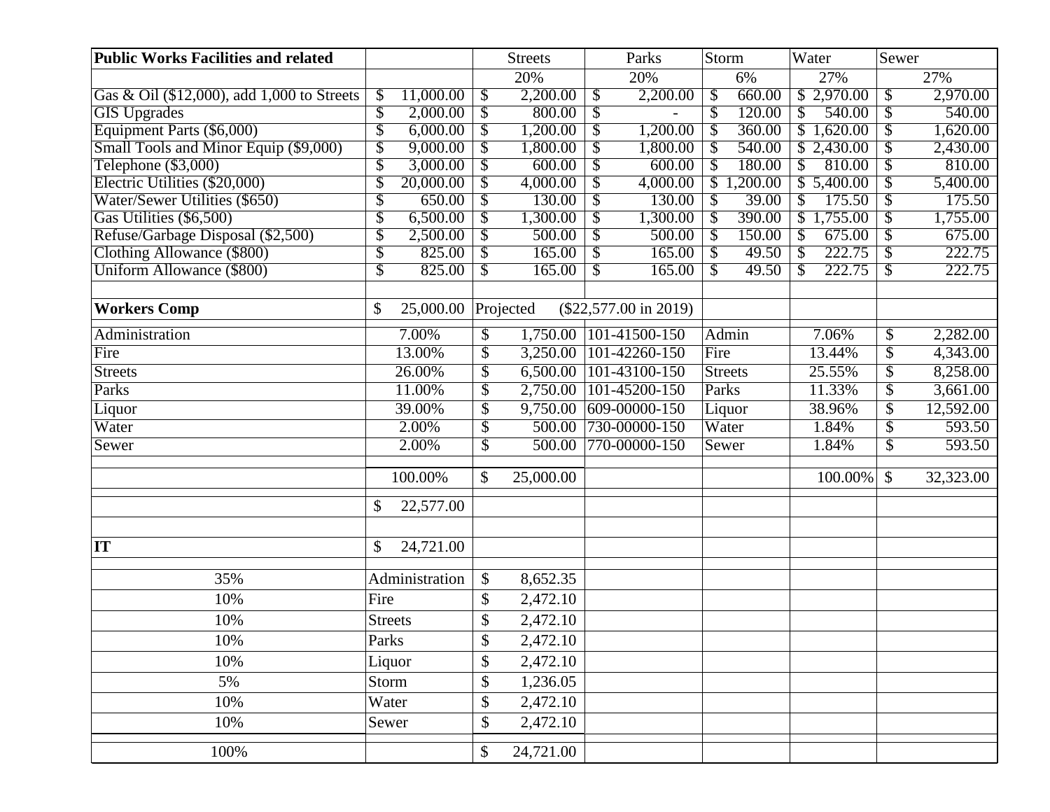| Public Works Facilities and related | | Streets | Parks | Storm | Water | Sewer |
|---|---|---|---|---|---|---|
| | | 20% | 20% | 6% | 27% | 27% |
| Gas & Oil ($12,000), add 1,000 to Streets | $ 11,000.00 | $ 2,200.00 | $ 2,200.00 | $ 660.00 | $ 2,970.00 | $ 2,970.00 |
| GIS Upgrades | $ 2,000.00 | $ 800.00 | $ - | $ 120.00 | $ 540.00 | $ 540.00 |
| Equipment Parts ($6,000) | $ 6,000.00 | $ 1,200.00 | $ 1,200.00 | $ 360.00 | $ 1,620.00 | $ 1,620.00 |
| Small Tools and Minor Equip ($9,000) | $ 9,000.00 | $ 1,800.00 | $ 1,800.00 | $ 540.00 | $ 2,430.00 | $ 2,430.00 |
| Telephone ($3,000) | $ 3,000.00 | $ 600.00 | $ 600.00 | $ 180.00 | $ 810.00 | $ 810.00 |
| Electric Utilities ($20,000) | $ 20,000.00 | $ 4,000.00 | $ 4,000.00 | $ 1,200.00 | $ 5,400.00 | $ 5,400.00 |
| Water/Sewer Utilities ($650) | $ 650.00 | $ 130.00 | $ 130.00 | $ 39.00 | $ 175.50 | $ 175.50 |
| Gas Utilities ($6,500) | $ 6,500.00 | $ 1,300.00 | $ 1,300.00 | $ 390.00 | $ 1,755.00 | $ 1,755.00 |
| Refuse/Garbage Disposal ($2,500) | $ 2,500.00 | $ 500.00 | $ 500.00 | $ 150.00 | $ 675.00 | $ 675.00 |
| Clothing Allowance ($800) | $ 825.00 | $ 165.00 | $ 165.00 | $ 49.50 | $ 222.75 | $ 222.75 |
| Uniform Allowance ($800) | $ 825.00 | $ 165.00 | $ 165.00 | $ 49.50 | $ 222.75 | $ 222.75 |
| | | | | | | |
| **Workers Comp** | $ 25,000.00 | Projected | ($22,577.00 in 2019) | | | |
| Administration | 7.00% | $ 1,750.00 | 101-41500-150 | Admin | 7.06% | $ 2,282.00 |
| Fire | 13.00% | $ 3,250.00 | 101-42260-150 | Fire | 13.44% | $ 4,343.00 |
| Streets | 26.00% | $ 6,500.00 | 101-43100-150 | Streets | 25.55% | $ 8,258.00 |
| Parks | 11.00% | $ 2,750.00 | 101-45200-150 | Parks | 11.33% | $ 3,661.00 |
| Liquor | 39.00% | $ 9,750.00 | 609-00000-150 | Liquor | 38.96% | $ 12,592.00 |
| Water | 2.00% | $ 500.00 | 730-00000-150 | Water | 1.84% | $ 593.50 |
| Sewer | 2.00% | $ 500.00 | 770-00000-150 | Sewer | 1.84% | $ 593.50 |
| | | | | | | |
| | 100.00% | $ 25,000.00 | | | 100.00% | $ 32,323.00 |
| | | | | | | |
| | $ 22,577.00 | | | | | |
| | | | | | | |
| **IT** | $ 24,721.00 | | | | | |
| | | | | | | |
| 35% | Administration | $ 8,652.35 | | | | |
| 10% | Fire | $ 2,472.10 | | | | |
| 10% | Streets | $ 2,472.10 | | | | |
| 10% | Parks | $ 2,472.10 | | | | |
| 10% | Liquor | $ 2,472.10 | | | | |
| 5% | Storm | $ 1,236.05 | | | | |
| 10% | Water | $ 2,472.10 | | | | |
| 10% | Sewer | $ 2,472.10 | | | | |
| | | | | | | |
| 100% | | $ 24,721.00 | | | | |